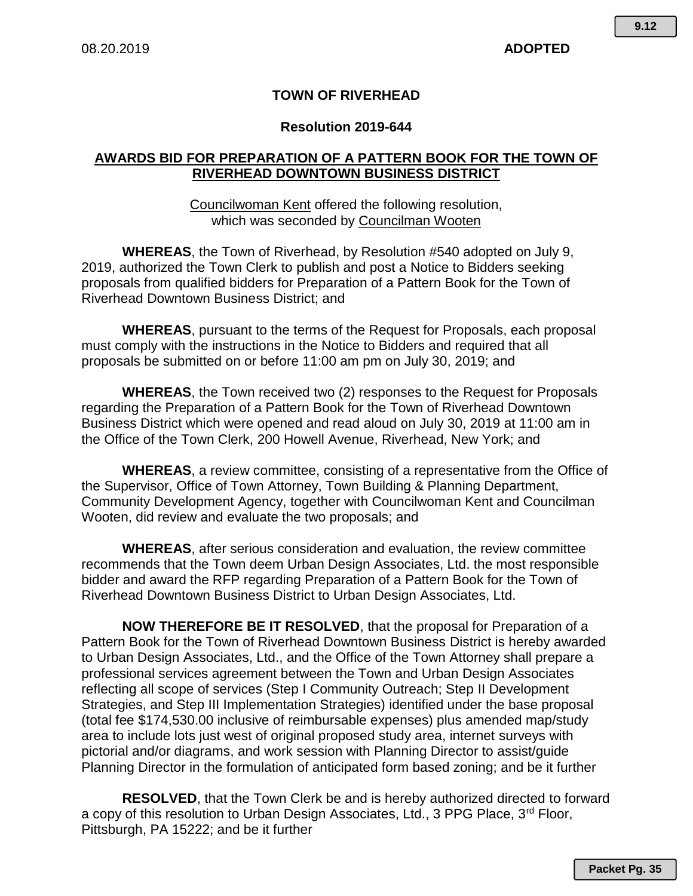08.20.2019 **ADOPTED**

# TOWN OF RIVERHEAD

## Resolution 2019-644

## AWARDS BID FOR PREPARATION OF A PATTERN BOOK FOR THE TOWN OF RIVERHEAD DOWNTOWN BUSINESS DISTRICT

Councilwoman Kent offered the following resolution, which was seconded by Councilman Wooten

**WHEREAS**, the Town of Riverhead, by Resolution #540 adopted on July 9, 2019, authorized the Town Clerk to publish and post a Notice to Bidders seeking proposals from qualified bidders for Preparation of a Pattern Book for the Town of Riverhead Downtown Business District; and

**WHEREAS**, pursuant to the terms of the Request for Proposals, each proposal must comply with the instructions in the Notice to Bidders and required that all proposals be submitted on or before 11:00 am pm on July 30, 2019; and

**WHEREAS**, the Town received two (2) responses to the Request for Proposals regarding the Preparation of a Pattern Book for the Town of Riverhead Downtown Business District which were opened and read aloud on July 30, 2019 at 11:00 am in the Office of the Town Clerk, 200 Howell Avenue, Riverhead, New York; and

**WHEREAS**, a review committee, consisting of a representative from the Office of the Supervisor, Office of Town Attorney, Town Building & Planning Department, Community Development Agency, together with Councilwoman Kent and Councilman Wooten, did review and evaluate the two proposals; and

**WHEREAS**, after serious consideration and evaluation, the review committee recommends that the Town deem Urban Design Associates, Ltd. the most responsible bidder and award the RFP regarding Preparation of a Pattern Book for the Town of Riverhead Downtown Business District to Urban Design Associates, Ltd.

**NOW THEREFORE BE IT RESOLVED**, that the proposal for Preparation of a Pattern Book for the Town of Riverhead Downtown Business District is hereby awarded to Urban Design Associates, Ltd., and the Office of the Town Attorney shall prepare a professional services agreement between the Town and Urban Design Associates reflecting all scope of services (Step I Community Outreach; Step II Development Strategies, and Step III Implementation Strategies) identified under the base proposal (total fee $174,530.00 inclusive of reimbursable expenses) plus amended map/study area to include lots just west of original proposed study area, internet surveys with pictorial and/or diagrams, and work session with Planning Director to assist/guide Planning Director in the formulation of anticipated form based zoning; and be it further

**RESOLVED**, that the Town Clerk be and is hereby authorized directed to forward a copy of this resolution to Urban Design Associates, Ltd., 3 PPG Place, 3rd Floor, Pittsburgh, PA 15222; and be it further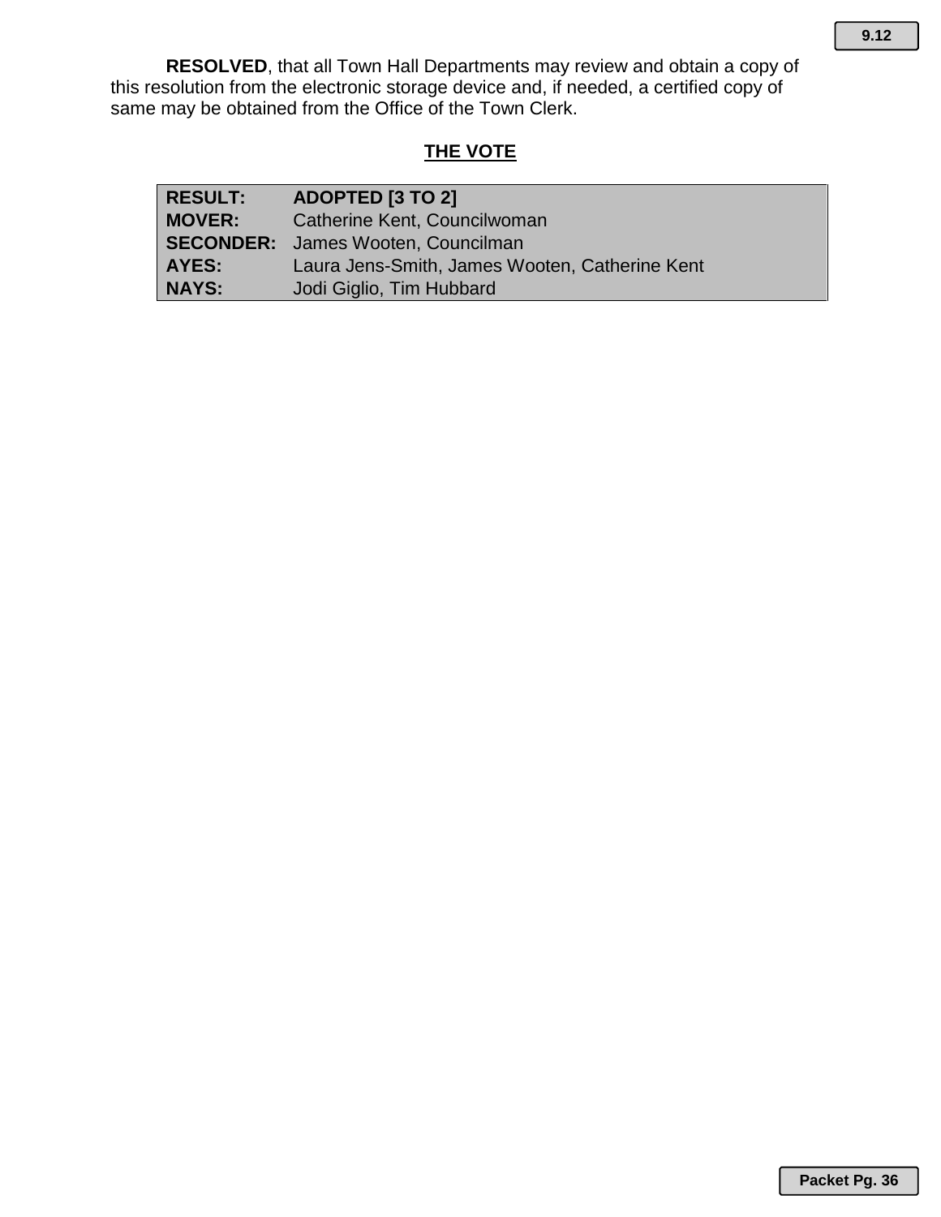**RESOLVED**, that all Town Hall Departments may review and obtain a copy of this resolution from the electronic storage device and, if needed, a certified copy of same may be obtained from the Office of the Town Clerk.

## THE VOTE

| | |
|---|---|
| **RESULT:** | **ADOPTED [3 TO 2]** |
| **MOVER:** | Catherine Kent, Councilwoman |
| **SECONDER:** | James Wooten, Councilman |
| **AYES:** | Laura Jens-Smith, James Wooten, Catherine Kent |
| **NAYS:** | Jodi Giglio, Tim Hubbard |